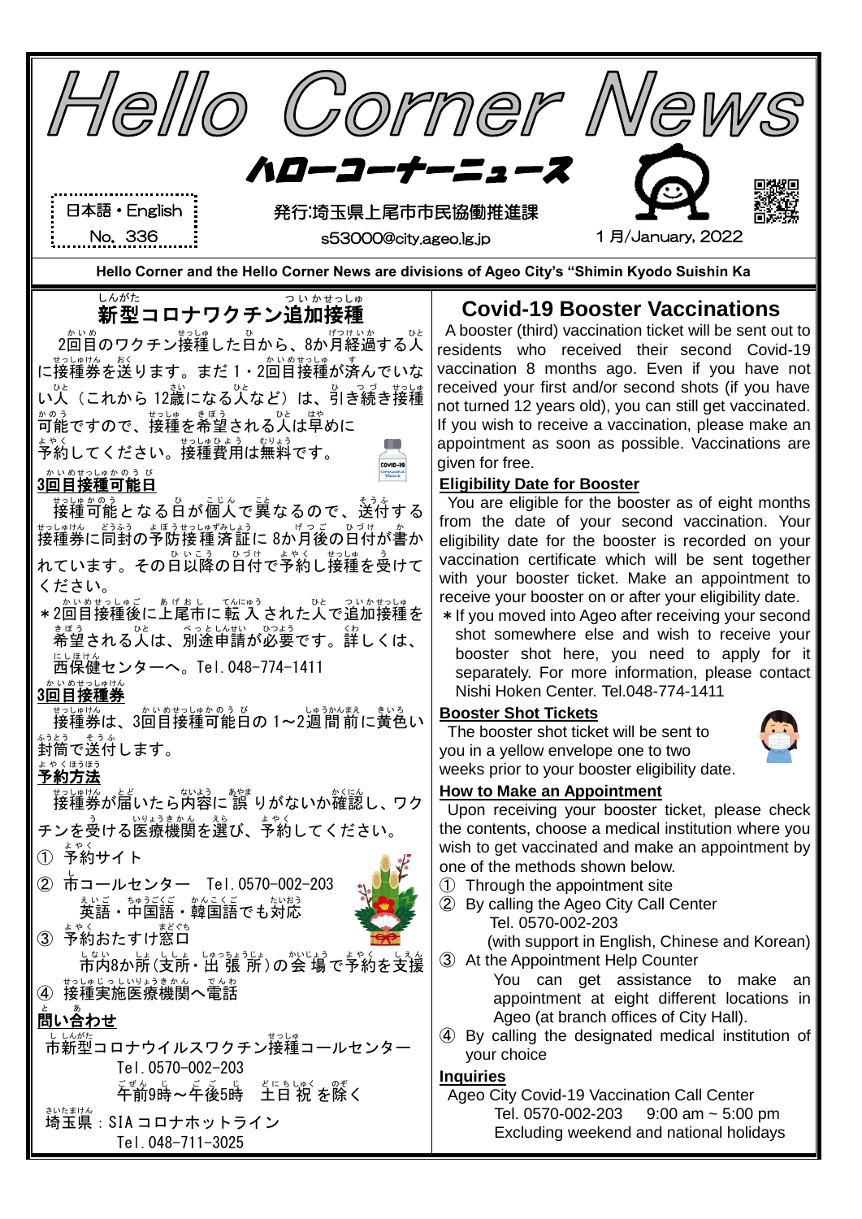# Hello Corner News

## ハローコーナーニュース

日本語・English
No. 336

発行:埼玉県上尾市市民協働推進課
s53000@city.ageo.lg.jp

1 月/January, 2022

**Hello Corner and the Hello Corner News are divisions of Ageo City's "Shimin Kyodo Suishin Ka**

## 新型コロナワクチン追加接種

2回目のワクチン接種した日から、8か月経過する人に接種券を送ります。まだ1・2回目接種が済んでいない人（これから12歳になる人など）は、引き続き接種可能ですので、接種を希望される人は早めに予約してください。接種費用は無料です。

**3回目接種可能日**

接種可能となる日が個人で異なるので、送付する接種券に同封の予防接種済証に8か月後の日付が書かれています。その日以降の日付で予約し接種を受けてください。

＊2回目接種後に上尾市に転入された人で追加接種を希望される人は、別途申請が必要です。詳しくは、西保健センターへ。Tel.048-774-1411

**3回目接種券**

接種券は、3回目接種可能日の1～2週間前に黄色い封筒で送付します。

**予約方法**

接種券が届いたら内容に誤りがないか確認し、ワクチンを受ける医療機関を選び、予約してください。

① 予約サイト
② 市コールセンター　Tel.0570-002-203
　英語・中国語・韓国語でも対応
③ 予約おたすけ窓口
　市内8か所（支所・出張所）の会場で予約を支援
④ 接種実施医療機関へ電話

**問い合わせ**

市新型コロナウイルスワクチン接種コールセンター
Tel.0570-002-203
午前9時～午後5時　土日祝を除く

埼玉県：SIAコロナホットライン
Tel.048-711-3025

## Covid-19 Booster Vaccinations

A booster (third) vaccination ticket will be sent out to residents who received their second Covid-19 vaccination 8 months ago. Even if you have not received your first and/or second shots (if you have not turned 12 years old), you can still get vaccinated. If you wish to receive a vaccination, please make an appointment as soon as possible. Vaccinations are given for free.

**Eligibility Date for Booster**

You are eligible for the booster as of eight months from the date of your second vaccination. Your eligibility date for the booster is recorded on your vaccination certificate which will be sent together with your booster ticket. Make an appointment to receive your booster on or after your eligibility date.

＊If you moved into Ageo after receiving your second shot somewhere else and wish to receive your booster shot here, you need to apply for it separately. For more information, please contact Nishi Hoken Center. Tel.048-774-1411

**Booster Shot Tickets**

The booster shot ticket will be sent to you in a yellow envelope one to two weeks prior to your booster eligibility date.

**How to Make an Appointment**

Upon receiving your booster ticket, please check the contents, choose a medical institution where you wish to get vaccinated and make an appointment by one of the methods shown below.

① Through the appointment site
② By calling the Ageo City Call Center
　Tel. 0570-002-203
　(with support in English, Chinese and Korean)
③ At the Appointment Help Counter
　You can get assistance to make an appointment at eight different locations in Ageo (at branch offices of City Hall).
④ By calling the designated medical institution of your choice

**Inquiries**

Ageo City Covid-19 Vaccination Call Center
Tel. 0570-002-203　9:00 am ~ 5:00 pm
Excluding weekend and national holidays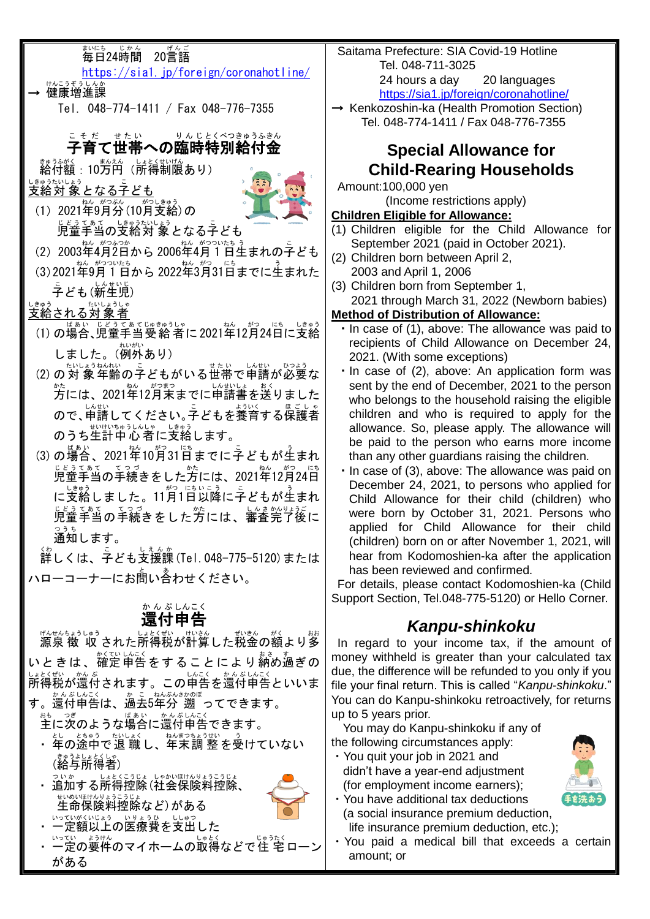毎日24時間　20言語
https://sia1.jp/foreign/coronahotline/
→ 健康増進課
Tel. 048-774-1411 / Fax 048-776-7355

## 子育て世帯への臨時特別給付金

給付額：10万円（所得制限あり）

支給対象となる子ども

(1) 2021年9月分(10月支給)の児童手当の支給対象となる子ども
(2) 2003年4月2日から2006年4月1日生まれの子ども
(3) 2021年9月1日から2022年3月31日までに生まれた子ども(新生児)

支給される対象者

(1) の場合、児童手当受給者に2021年12月24日に支給しました。(例外あり)
(2) の対象年齢の子どもがいる世帯で申請が必要な方には、2021年12月末までに申請書を送りましたので、申請してください。子どもを養育する保護者のうち生計中心者に支給します。
(3) の場合、2021年10月31日までに子どもが生まれ児童手当の手続きをした方には、2021年12月24日に支給しました。11月1日以降に子どもが生まれ児童手当の手続きをした方には、審査完了後に通知します。

詳しくは、子ども支援課(Tel. 048-775-5120)またはハローコーナーにお問い合わせください。

## 還付申告

源泉徴収された所得税が計算した税金の額より多いときは、確定申告をすることにより納め過ぎの所得税が還付されます。この申告を還付申告といいます。還付申告は、過去5年分遡ってできます。

主に次のような場合に還付申告できます。

- 年の途中で退職し、年末調整を受けていない(給与所得者)
- 追加する所得控除(社会保険料控除、生命保険料控除など)がある
- 一定額以上の医療費を支出した
- 一定の要件のマイホームの取得などで住宅ローンがある

Saitama Prefecture: SIA Covid-19 Hotline
Tel. 048-711-3025
24 hours a day　20 languages
https://sia1.jp/foreign/coronahotline/
→ Kenkozoshin-ka (Health Promotion Section)
Tel. 048-774-1411 / Fax 048-776-7355

## Special Allowance for Child-Rearing Households

Amount:100,000 yen
(Income restrictions apply)

**Children Eligible for Allowance:**

(1) Children eligible for the Child Allowance for September 2021 (paid in October 2021).
(2) Children born between April 2, 2003 and April 1, 2006
(3) Children born from September 1, 2021 through March 31, 2022 (Newborn babies)

**Method of Distribution of Allowance:**

- In case of (1), above: The allowance was paid to recipients of Child Allowance on December 24, 2021. (With some exceptions)
- In case of (2), above: An application form was sent by the end of December, 2021 to the person who belongs to the household raising the eligible children and who is required to apply for the allowance. So, please apply. The allowance will be paid to the person who earns more income than any other guardians raising the children.
- In case of (3), above: The allowance was paid on December 24, 2021, to persons who applied for Child Allowance for their child (children) who were born by October 31, 2021. Persons who applied for Child Allowance for their child (children) born on or after November 1, 2021, will hear from Kodomoshien-ka after the application has been reviewed and confirmed.

For details, please contact Kodomoshien-ka (Child Support Section, Tel.048-775-5120) or Hello Corner.

## *Kanpu-shinkoku*

In regard to your income tax, if the amount of money withheld is greater than your calculated tax due, the difference will be refunded to you only if you file your final return. This is called "*Kanpu-shinkoku*." You can do Kanpu-shinkoku retroactively, for returns up to 5 years prior.

You may do Kanpu-shinkoku if any of the following circumstances apply:

- You quit your job in 2021 and didn't have a year-end adjustment (for employment income earners);
- You have additional tax deductions (a social insurance premium deduction, life insurance premium deduction, etc.);
- You paid a medical bill that exceeds a certain amount; or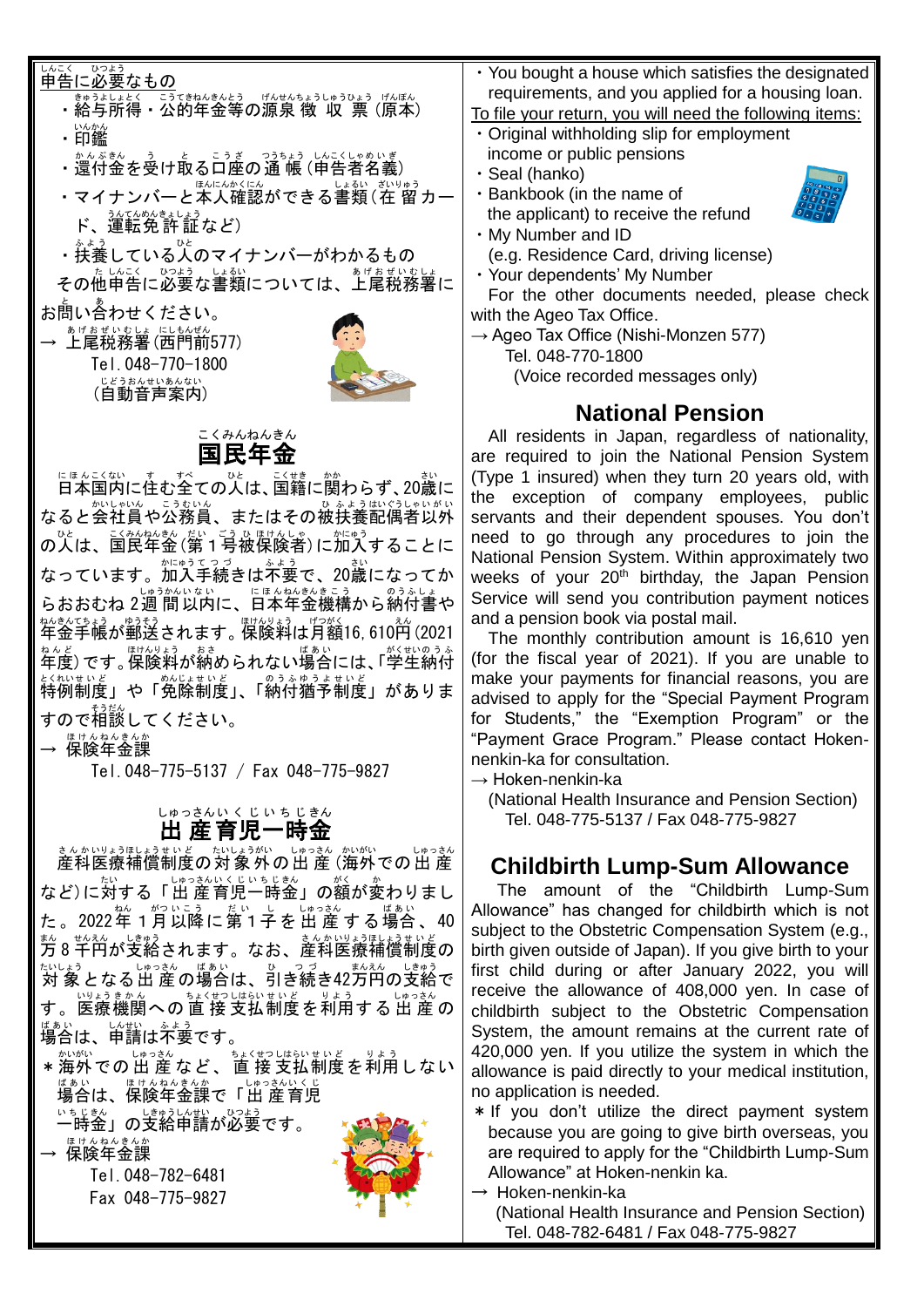申告に必要なもの

- 給与所得・公的年金等の源泉徴収票（原本）
- 印鑑
- 還付金を受け取る口座の通帳（申告者名義）
- マイナンバーと本人確認ができる書類（在留カード、運転免許証など）
- 扶養している人のマイナンバーがわかるもの

その他申告に必要な書類については、上尾税務署にお問い合わせください。

→ 上尾税務署（西門前577）
Tel.048-770-1800
（自動音声案内）

## 国民年金

日本国内に住む全ての人は、国籍に関わらず、20歳になると会社員や公務員、またはその被扶養配偶者以外の人は、国民年金（第1号被保険者）に加入することになっています。加入手続きは不要で、20歳になってからおおむね2週間以内に、日本年金機構から納付書や年金手帳が郵送されます。保険料は月額16,610円（2021年度）です。保険料が納められない場合には、「学生納付特例制度」や「免除制度」、「納付猶予制度」がありますので相談してください。

→ 保険年金課
Tel.048-775-5137 / Fax 048-775-9827

## 出産育児一時金

産科医療補償制度の対象外の出産（海外での出産など）に対する「出産育児一時金」の額が変わりました。2022年1月以降に第1子を出産する場合、40万8千円が支給されます。なお、産科医療補償制度の対象となる出産の場合は、引き続き42万円の支給です。医療機関への直接支払制度を利用する出産の場合は、申請は不要です。

＊海外での出産など、直接支払制度を利用しない場合は、保険年金課で「出産育児一時金」の支給申請が必要です。

→ 保険年金課
Tel.048-782-6481
Fax 048-775-9827

- You bought a house which satisfies the designated requirements, and you applied for a housing loan.

To file your return, you will need the following items:

- Original withholding slip for employment income or public pensions
- Seal (hanko)
- Bankbook (in the name of the applicant) to receive the refund
- My Number and ID (e.g. Residence Card, driving license)
- Your dependents' My Number

For the other documents needed, please check with the Ageo Tax Office.

→ Ageo Tax Office (Nishi-Monzen 577)
Tel. 048-770-1800
(Voice recorded messages only)

## National Pension

All residents in Japan, regardless of nationality, are required to join the National Pension System (Type 1 insured) when they turn 20 years old, with the exception of company employees, public servants and their dependent spouses. You don't need to go through any procedures to join the National Pension System. Within approximately two weeks of your 20th birthday, the Japan Pension Service will send you contribution payment notices and a pension book via postal mail.

The monthly contribution amount is 16,610 yen (for the fiscal year of 2021). If you are unable to make your payments for financial reasons, you are advised to apply for the "Special Payment Program for Students," the "Exemption Program" or the "Payment Grace Program." Please contact Hoken-nenkin-ka for consultation.

→ Hoken-nenkin-ka
(National Health Insurance and Pension Section)
Tel. 048-775-5137 / Fax 048-775-9827

## Childbirth Lump-Sum Allowance

The amount of the "Childbirth Lump-Sum Allowance" has changed for childbirth which is not subject to the Obstetric Compensation System (e.g., birth given outside of Japan). If you give birth to your first child during or after January 2022, you will receive the allowance of 408,000 yen. In case of childbirth subject to the Obstetric Compensation System, the amount remains at the current rate of 420,000 yen. If you utilize the system in which the allowance is paid directly to your medical institution, no application is needed.

＊If you don't utilize the direct payment system because you are going to give birth overseas, you are required to apply for the "Childbirth Lump-Sum Allowance" at Hoken-nenkin ka.

→ Hoken-nenkin-ka
(National Health Insurance and Pension Section)
Tel. 048-782-6481 / Fax 048-775-9827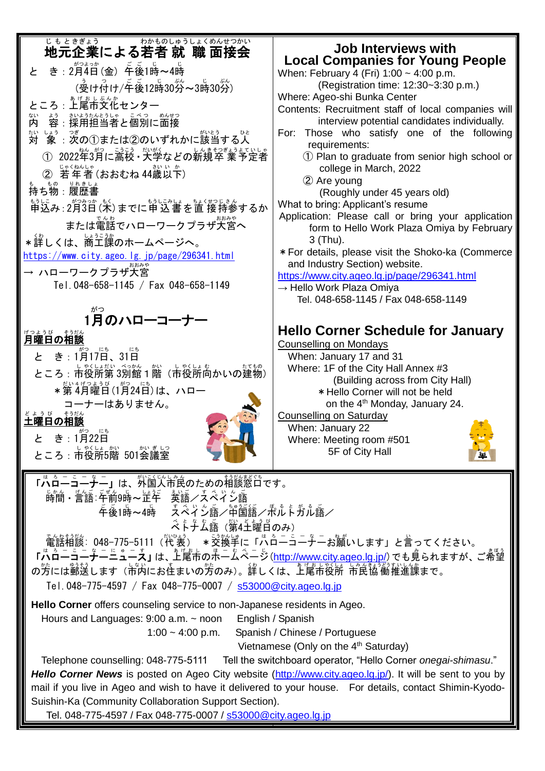# 地元企業による若者就職面接会

と　き：2月4日（金）午後1時～4時
　（受け付け/午後12時30分～3時30分）
ところ：上尾市文化センター
内　容：採用担当者と個別に面接
対　象：次の①または②のいずれかに該当する人
　① 2022年3月に高校・大学などの新規卒業予定者
　② 若年者（おおむね44歳以下）
持ち物：履歴書
申込み：2月3日（木）までに申込書を直接持参するか
　　　または電話でハローワークプラザ大宮へ
＊詳しくは、商工課のホームページへ。
https://www.city.ageo.lg.jp/page/296341.html
→ ハローワークプラザ大宮
　Tel.048-658-1145 / Fax 048-658-1149

# Job Interviews with Local Companies for Young People

When: February 4 (Fri) 1:00 ~ 4:00 p.m.
(Registration time: 12:30~3:30 p.m.)
Where: Ageo-shi Bunka Center
Contents: Recruitment staff of local companies will interview potential candidates individually.
For: Those who satisfy one of the following requirements:
① Plan to graduate from senior high school or college in March, 2022
② Are young
(Roughly under 45 years old)
What to bring: Applicant's resume
Application: Please call or bring your application form to Hello Work Plaza Omiya by February 3 (Thu).
＊For details, please visit the Shoko-ka (Commerce and Industry Section) website.
https://www.city.ageo.lg.jp/page/296341.html
→ Hello Work Plaza Omiya
Tel. 048-658-1145 / Fax 048-658-1149

## 1月のハローコーナー

**月曜日の相談**
と　き：1月17日、31日
ところ：市役所第3別館1階（市役所向かいの建物）
＊第4月曜日（1月24日）は、ハローコーナーはありません。

**土曜日の相談**
と　き：1月22日
ところ：市役所5階 501会議室

## Hello Corner Schedule for January

Counselling on Mondays
When: January 17 and 31
Where: 1F of the City Hall Annex #3
(Building across from City Hall)
＊Hello Corner will not be held on the 4th Monday, January 24.

Counselling on Saturday
When: January 22
Where: Meeting room #501
5F of City Hall

---

「ハローコーナー」は、外国人市民のための相談窓口です。
時間・言語：午前9時～正午　英語／スペイン語
　　　　　　午後1時～4時　スペイン語／中国語／ポルトガル語／
　　　　　　　　　　　　　ベトナム語（第4土曜日のみ）
電話相談：048-775-5111（代表）　＊交換手に「ハローコーナーお願いします」と言ってください。
「ハローコーナーニュース」は、上尾市のホームページ(http://www.city.ageo.lg.jp/)でも見られますが、ご希望の方には郵送します（市内にお住まいの方のみ）。詳しくは、上尾市役所 市民協働推進課まで。
Tel.048-775-4597 / Fax 048-775-0007 / s53000@city.ageo.lg.jp

**Hello Corner** offers counseling service to non-Japanese residents in Ageo.
Hours and Languages: 9:00 a.m. ~ noon　English / Spanish
1:00 ~ 4:00 p.m.　Spanish / Chinese / Portuguese
Vietnamese (Only on the 4th Saturday)
Telephone counselling: 048-775-5111　Tell the switchboard operator, "Hello Corner *onegai-shimasu*."
***Hello Corner News*** is posted on Ageo City website (http://www.city.ageo.lg.jp/). It will be sent to you by mail if you live in Ageo and wish to have it delivered to your house. For details, contact Shimin-Kyodo-Suishin-Ka (Community Collaboration Support Section).
Tel. 048-775-4597 / Fax 048-775-0007 / s53000@city.ageo.lg.jp